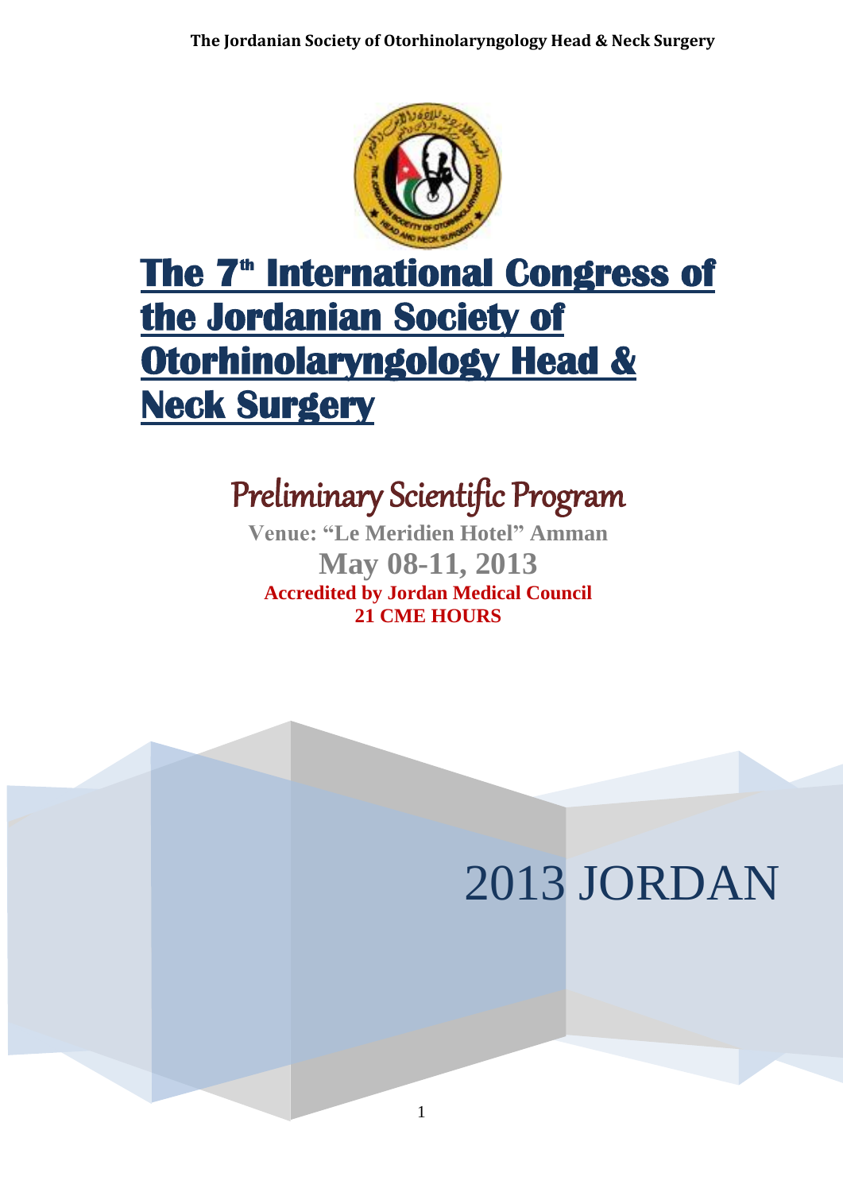# The 7th International Congress of the Jordanian Society of Otorhinolaryngology Head & Neck Surgery

## Preliminary Scientific Program

**Venue: "Le Meridien Hotel" Amman**

**May 08-11, 2013**

**Accredited by Jordan Medical Council**

**21 CME HOURS**

2013 JORDAN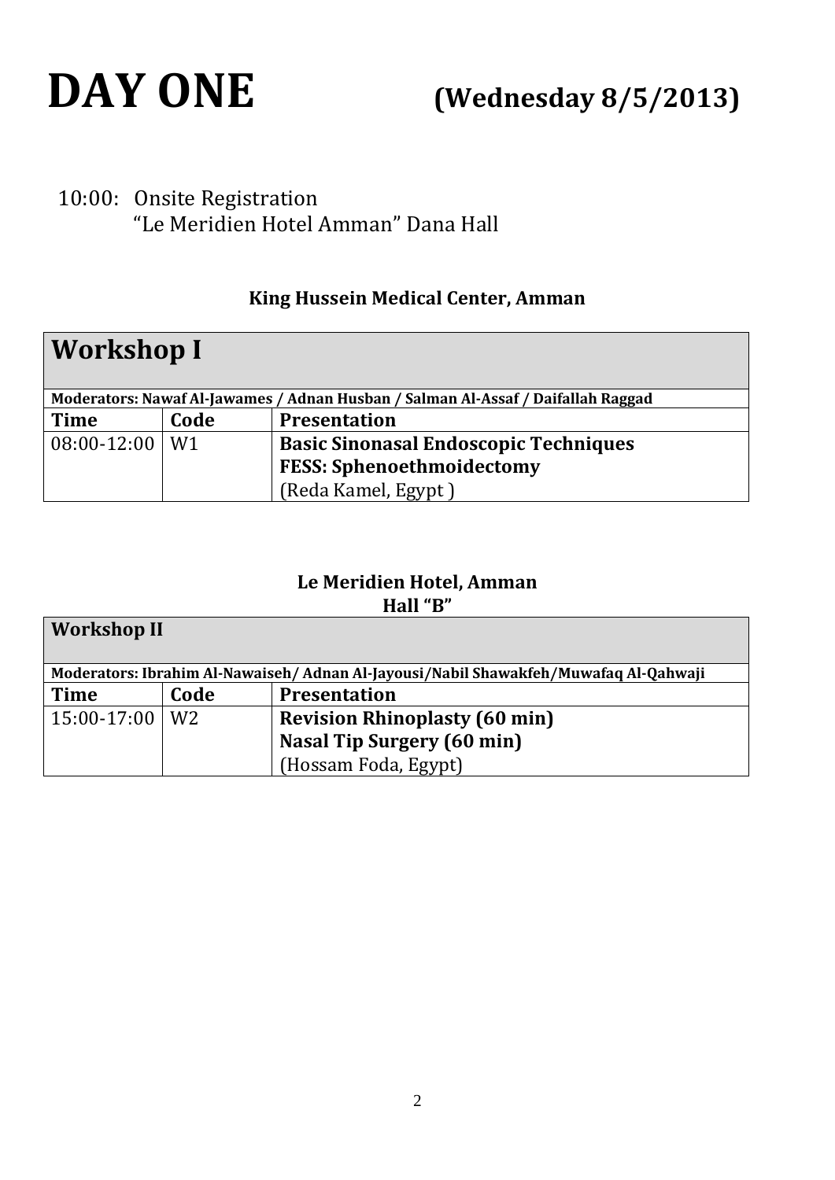# DAY ONE (Wednesday 8/5/2013)

10:00: Onsite Registration
"Le Meridien Hotel Amman" Dana Hall

**King Hussein Medical Center, Amman**

| **Workshop I** | | |
|---|---|---|
| **Moderators: Nawaf Al-Jawames / Adnan Husban / Salman Al-Assaf / Daifallah Raggad** | | |
| **Time** | **Code** | **Presentation** |
| 08:00-12:00 | W1 | **Basic Sinonasal Endoscopic Techniques**<br>**FESS: Sphenoethmoidectomy**<br>(Reda Kamel, Egypt ) |

**Le Meridien Hotel, Amman**
**Hall "B"**

| **Workshop II** | | |
|---|---|---|
| **Moderators: Ibrahim Al-Nawaiseh/ Adnan Al-Jayousi/Nabil Shawakfeh/Muwafaq Al-Qahwaji** | | |
| **Time** | **Code** | **Presentation** |
| 15:00-17:00 | W2 | **Revision Rhinoplasty (60 min)**<br>**Nasal Tip Surgery (60 min)**<br>(Hossam Foda, Egypt) |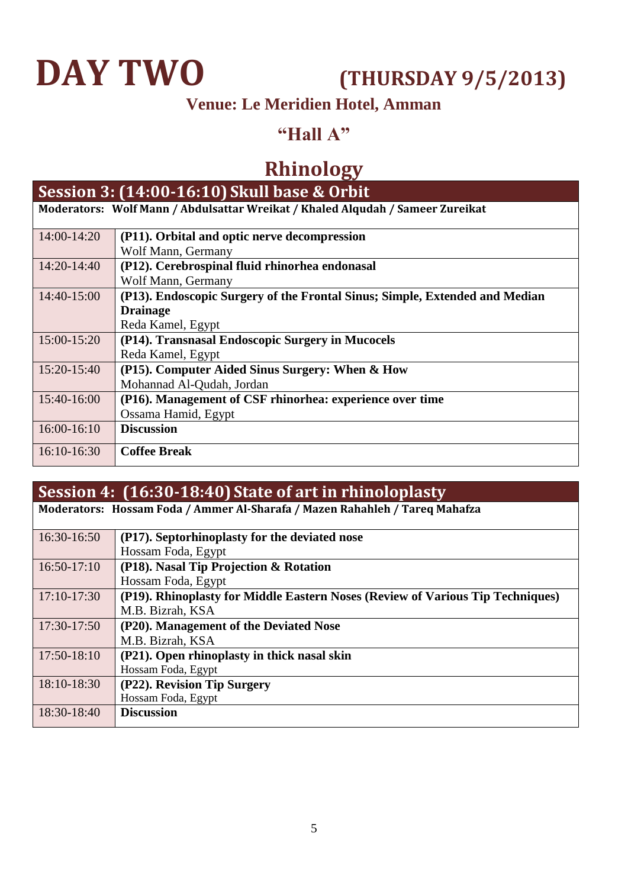# DAY TWO (THURSDAY 9/5/2013)

**Venue: Le Meridien Hotel, Amman**

**"Hall A"**

## Rhinology

### Session 3: (14:00-16:10) Skull base & Orbit

**Moderators: Wolf Mann / Abdulsattar Wreikat / Khaled Alqudah / Sameer Zureikat**

| | |
|---|---|
| 14:00-14:20 | **(P11). Orbital and optic nerve decompression**<br>Wolf Mann, Germany |
| 14:20-14:40 | **(P12). Cerebrospinal fluid rhinorhea endonasal**<br>Wolf Mann, Germany |
| 14:40-15:00 | **(P13). Endoscopic Surgery of the Frontal Sinus; Simple, Extended and Median Drainage**<br>Reda Kamel, Egypt |
| 15:00-15:20 | **(P14). Transnasal Endoscopic Surgery in Mucocels**<br>Reda Kamel, Egypt |
| 15:20-15:40 | **(P15). Computer Aided Sinus Surgery: When & How**<br>Mohannad Al-Qudah, Jordan |
| 15:40-16:00 | **(P16). Management of CSF rhinorhea: experience over time**<br>Ossama Hamid, Egypt |
| 16:00-16:10 | **Discussion** |
| 16:10-16:30 | **Coffee Break** |

### Session 4: (16:30-18:40) State of art in rhinoloplasty

**Moderators: Hossam Foda / Ammer Al-Sharafa / Mazen Rahahleh / Tareq Mahafza**

| | |
|---|---|
| 16:30-16:50 | **(P17). Septorhinoplasty for the deviated nose**<br>Hossam Foda, Egypt |
| 16:50-17:10 | **(P18). Nasal Tip Projection & Rotation**<br>Hossam Foda, Egypt |
| 17:10-17:30 | **(P19). Rhinoplasty for Middle Eastern Noses (Review of Various Tip Techniques)**<br>M.B. Bizrah, KSA |
| 17:30-17:50 | **(P20). Management of the Deviated Nose**<br>M.B. Bizrah, KSA |
| 17:50-18:10 | **(P21). Open rhinoplasty in thick nasal skin**<br>Hossam Foda, Egypt |
| 18:10-18:30 | **(P22). Revision Tip Surgery**<br>Hossam Foda, Egypt |
| 18:30-18:40 | **Discussion** |